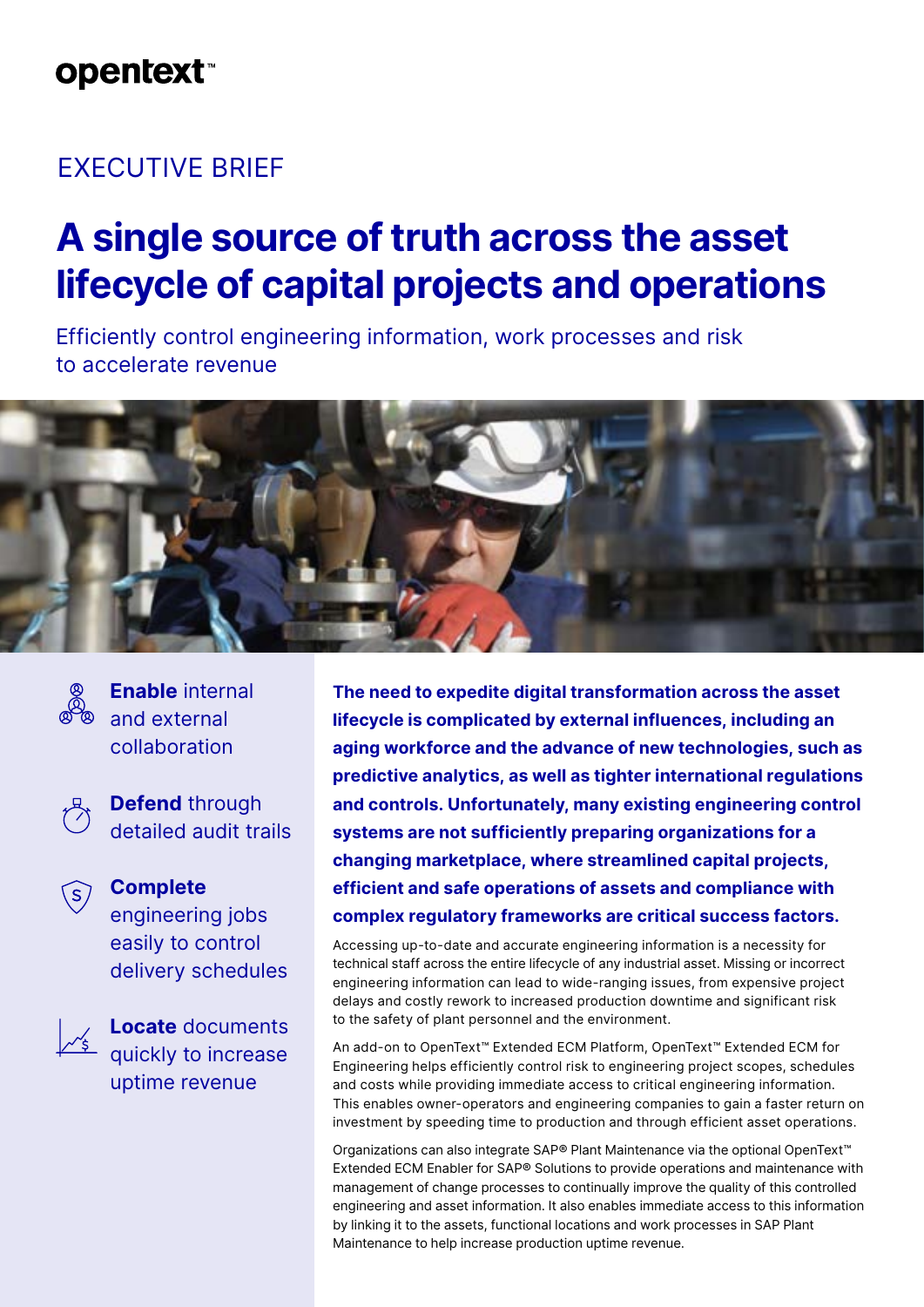opentext™

EXECUTIVE BRIEF

# A single source of truth across the asset lifecycle of capital projects and operations

Efficiently control engineering information, work processes and risk to accelerate revenue

**Enable** internal and external collaboration

**Defend** through detailed audit trails

**Complete** engineering jobs easily to control delivery schedules

**Locate** documents quickly to increase uptime revenue

**The need to expedite digital transformation across the asset lifecycle is complicated by external influences, including an aging workforce and the advance of new technologies, such as predictive analytics, as well as tighter international regulations and controls. Unfortunately, many existing engineering control systems are not sufficiently preparing organizations for a changing marketplace, where streamlined capital projects, efficient and safe operations of assets and compliance with complex regulatory frameworks are critical success factors.**

Accessing up-to-date and accurate engineering information is a necessity for technical staff across the entire lifecycle of any industrial asset. Missing or incorrect engineering information can lead to wide-ranging issues, from expensive project delays and costly rework to increased production downtime and significant risk to the safety of plant personnel and the environment.

An add-on to OpenText™ Extended ECM Platform, OpenText™ Extended ECM for Engineering helps efficiently control risk to engineering project scopes, schedules and costs while providing immediate access to critical engineering information. This enables owner-operators and engineering companies to gain a faster return on investment by speeding time to production and through efficient asset operations.

Organizations can also integrate SAP® Plant Maintenance via the optional OpenText™ Extended ECM Enabler for SAP® Solutions to provide operations and maintenance with management of change processes to continually improve the quality of this controlled engineering and asset information. It also enables immediate access to this information by linking it to the assets, functional locations and work processes in SAP Plant Maintenance to help increase production uptime revenue.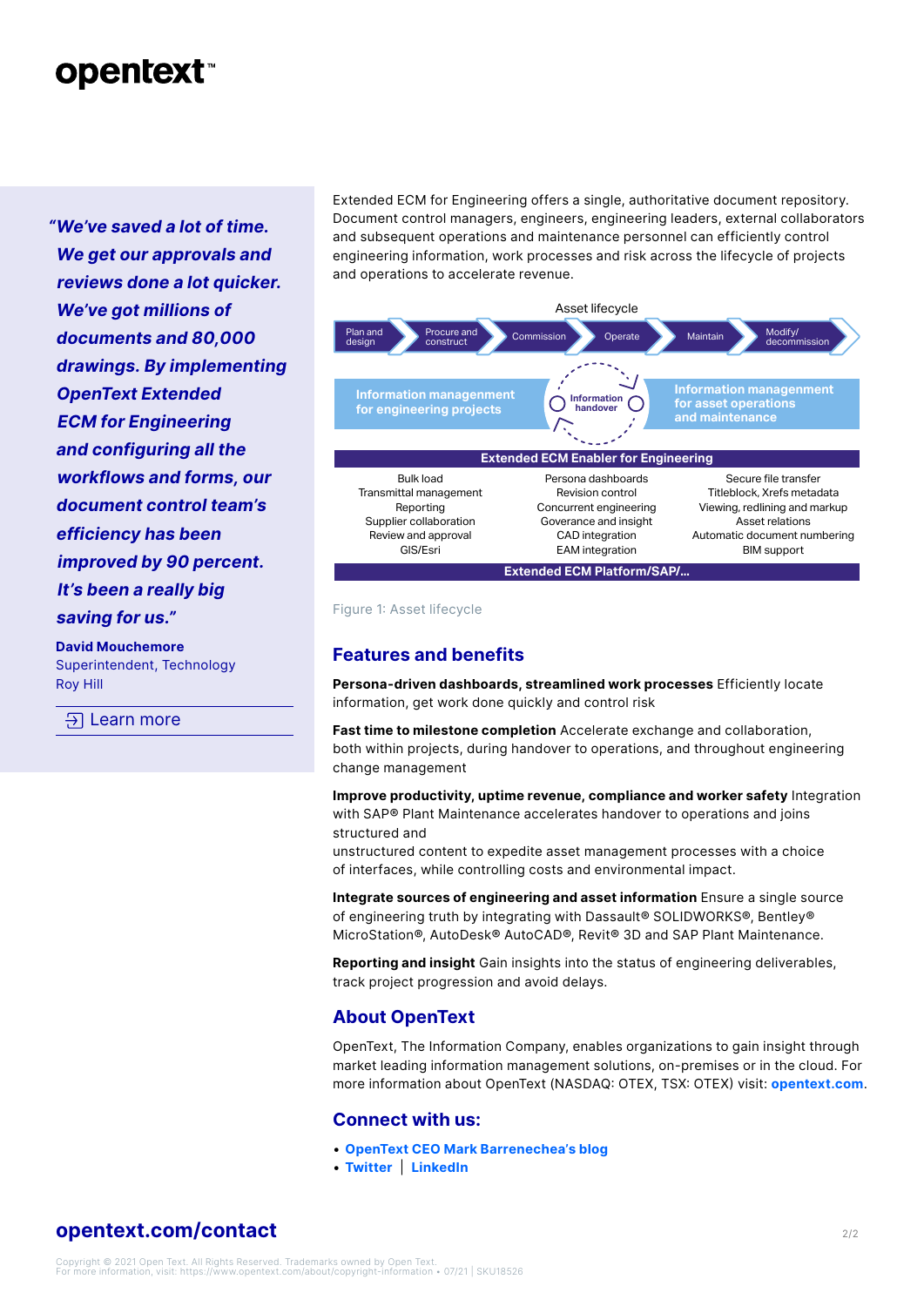opentext™

*"We've saved a lot of time. We get our approvals and reviews done a lot quicker. We've got millions of documents and 80,000 drawings. By implementing OpenText Extended ECM for Engineering and configuring all the workflows and forms, our document control team's efficiency has been improved by 90 percent. It's been a really big saving for us."*

**David Mouchemore**
Superintendent, Technology
Roy Hill

Learn more

Extended ECM for Engineering offers a single, authoritative document repository. Document control managers, engineers, engineering leaders, external collaborators and subsequent operations and maintenance personnel can efficiently control engineering information, work processes and risk across the lifecycle of projects and operations to accelerate revenue.

Asset lifecycle

Plan and design
Procure and construct
Commission
Operate
Maintain
Modify/ decommission

Information management for engineering projects
Information handover
Information management for asset operations and maintenance

Extended ECM Enabler for Engineering

| | | |
|---|---|---|
| Bulk load | Persona dashboards | Secure file transfer |
| Transmittal management | Revision control | Titleblock, Xrefs metadata |
| Reporting | Concurrent engineering | Viewing, redlining and markup |
| Supplier collaboration | Goverance and insight | Asset relations |
| Review and approval | CAD integration | Automatic document numbering |
| GIS/Esri | EAM integration | BIM support |

Extended ECM Platform/SAP/...

Figure 1: Asset lifecycle

## Features and benefits

**Persona-driven dashboards, streamlined work processes** Efficiently locate information, get work done quickly and control risk

**Fast time to milestone completion** Accelerate exchange and collaboration, both within projects, during handover to operations, and throughout engineering change management

**Improve productivity, uptime revenue, compliance and worker safety** Integration with SAP® Plant Maintenance accelerates handover to operations and joins structured and
unstructured content to expedite asset management processes with a choice of interfaces, while controlling costs and environmental impact.

**Integrate sources of engineering and asset information** Ensure a single source of engineering truth by integrating with Dassault® SOLIDWORKS®, Bentley® MicroStation®, AutoDesk® AutoCAD®, Revit® 3D and SAP Plant Maintenance.

**Reporting and insight** Gain insights into the status of engineering deliverables, track project progression and avoid delays.

## About OpenText

OpenText, The Information Company, enables organizations to gain insight through market leading information management solutions, on-premises or in the cloud. For more information about OpenText (NASDAQ: OTEX, TSX: OTEX) visit: **opentext.com**.

## Connect with us:

- **OpenText CEO Mark Barrenechea's blog**
- **Twitter** | **LinkedIn**

**opentext.com/contact**

Copyright © 2021 Open Text. All Rights Reserved. Trademarks owned by Open Text.
For more information, visit: https://www.opentext.com/about/copyright-information • 07/21 | SKU18526